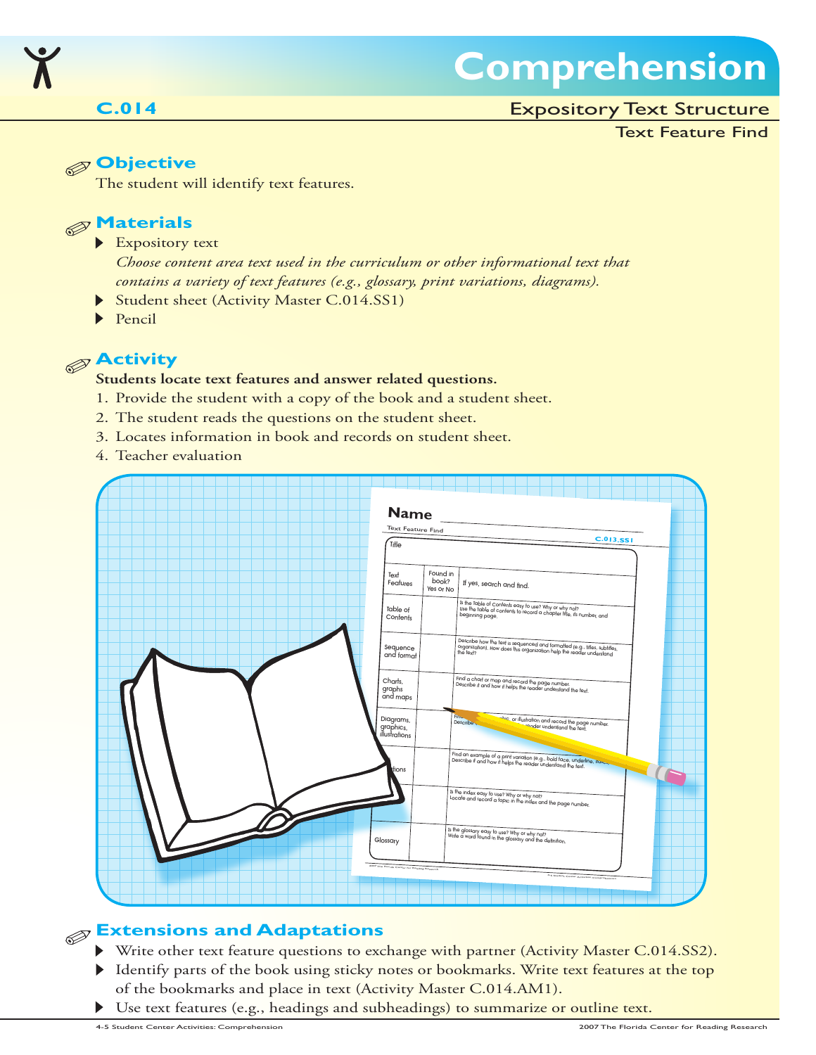# Comprehension

**C.014**

## Expository Text Structure

### Text Feature Find

## Objective

The student will identify text features.

## Materials

- Expository text

  *Choose content area text used in the curriculum or other informational text that contains a variety of text features (e.g., glossary, print variations, diagrams).*
- Student sheet (Activity Master C.014.SS1)
- Pencil

## Activity

**Students locate text features and answer related questions.**

1. Provide the student with a copy of the book and a student sheet.
2. The student reads the questions on the student sheet.
3. Locates information in book and records on student sheet.
4. Teacher evaluation

## Extensions and Adaptations

- Write other text feature questions to exchange with partner (Activity Master C.014.SS2).
- Identify parts of the book using sticky notes or bookmarks. Write text features at the top of the bookmarks and place in text (Activity Master C.014.AM1).
- Use text features (e.g., headings and subheadings) to summarize or outline text.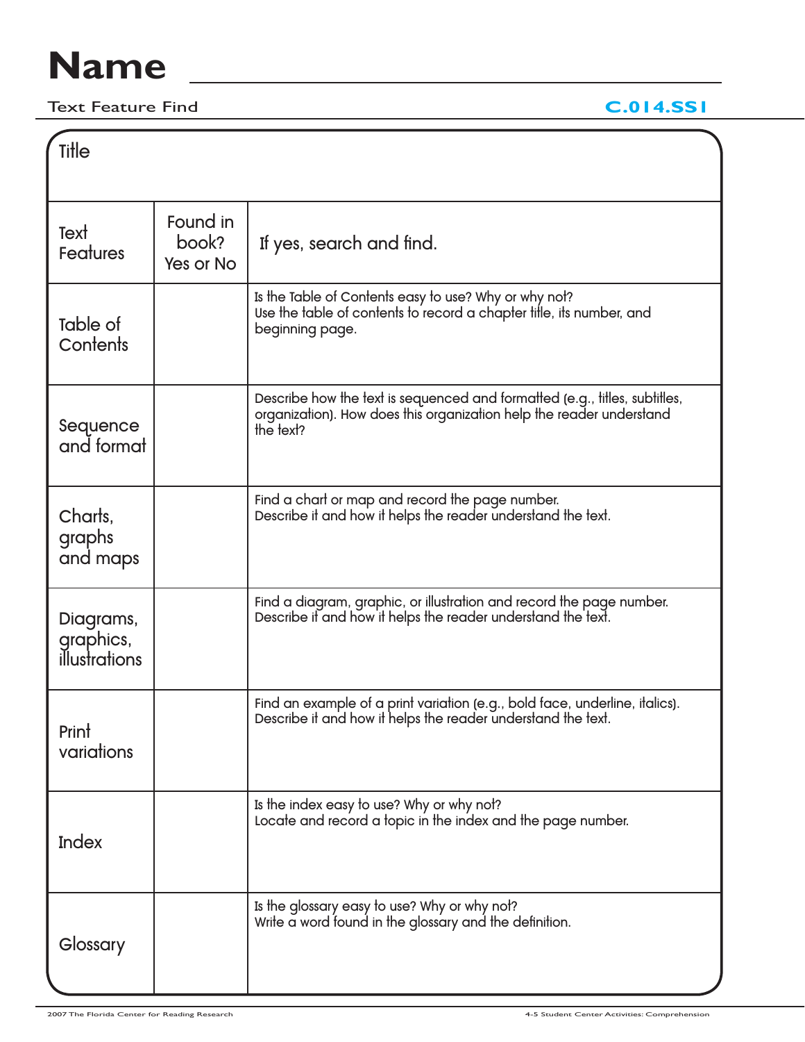# Name ______________________________

Text Feature Find **C.014.SS1**

| Title | | |
|---|---|---|
| **Text Features** | **Found in book? Yes or No** | **If yes, search and find.** |
| Table of Contents | | Is the Table of Contents easy to use? Why or why not? Use the table of contents to record a chapter title, its number, and beginning page. |
| Sequence and format | | Describe how the text is sequenced and formatted (e.g., titles, subtitles, organization). How does this organization help the reader understand the text? |
| Charts, graphs and maps | | Find a chart or map and record the page number. Describe it and how it helps the reader understand the text. |
| Diagrams, graphics, illustrations | | Find a diagram, graphic, or illustration and record the page number. Describe it and how it helps the reader understand the text. |
| Print variations | | Find an example of a print variation (e.g., bold face, underline, italics). Describe it and how it helps the reader understand the text. |
| Index | | Is the index easy to use? Why or why not? Locate and record a topic in the index and the page number. |
| Glossary | | Is the glossary easy to use? Why or why not? Write a word found in the glossary and the definition. |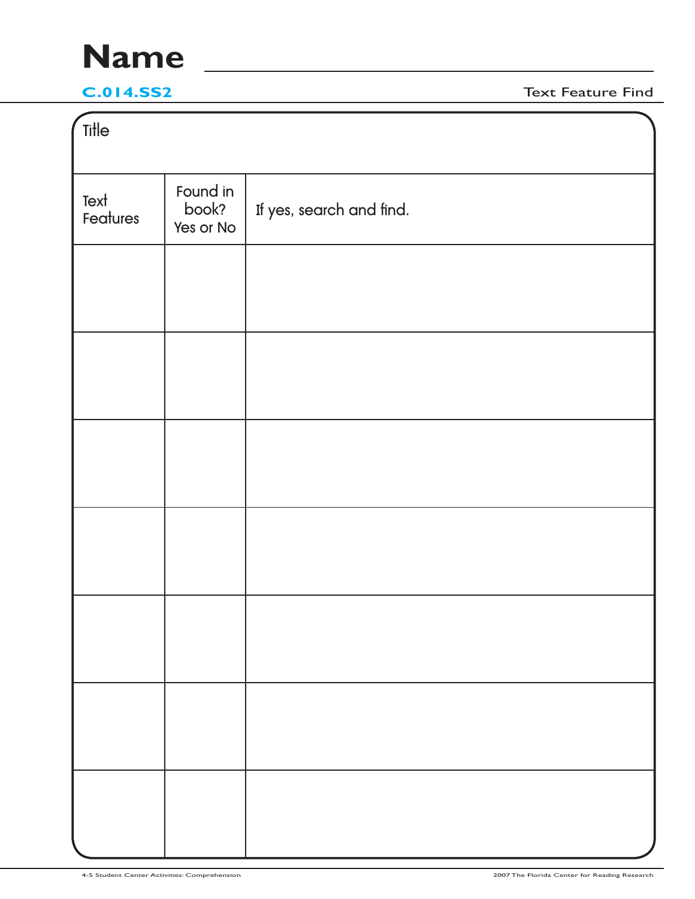# Name ____________________

**C.014.SS2** Text Feature Find

Title

| Text Features | Found in book? Yes or No | If yes, search and find. |
|---|---|---|
| | | |
| | | |
| | | |
| | | |
| | | |
| | | |
| | | |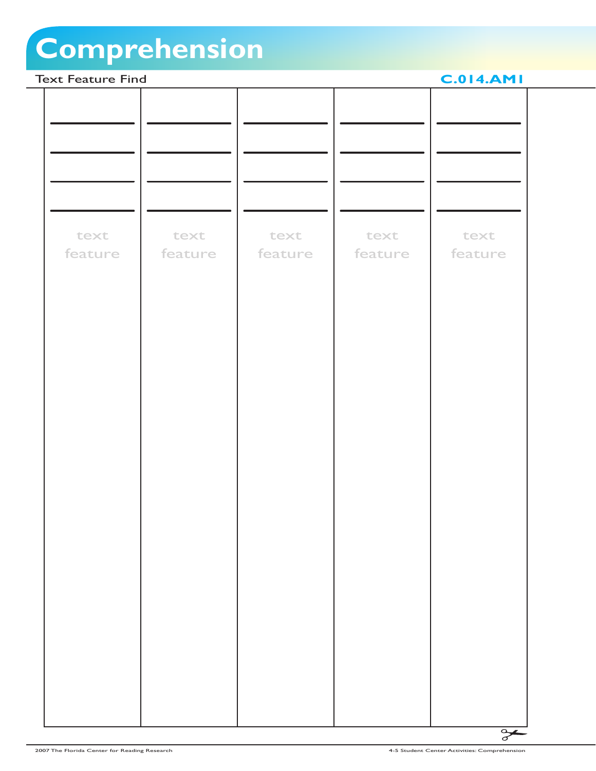# Comprehension

Text Feature Find

**C.014.AM1**

| | | | | |
|---|---|---|---|---|
| ____________ | ____________ | ____________ | ____________ | ____________ |
| ____________ | ____________ | ____________ | ____________ | ____________ |
| ____________ | ____________ | ____________ | ____________ | ____________ |
| ____________ | ____________ | ____________ | ____________ | ____________ |
| text feature | text feature | text feature | text feature | text feature |